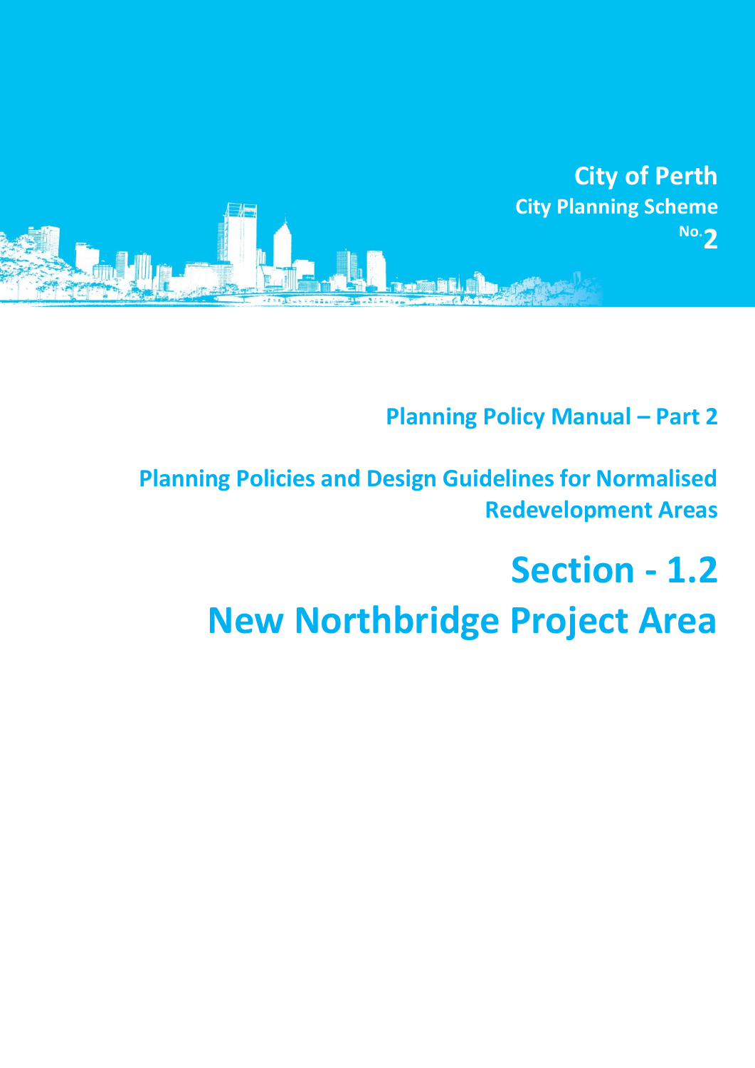**City of Perth**

**City Planning Scheme No. 2**

## Planning Policy Manual – Part 2

## Planning Policies and Design Guidelines for Normalised Redevelopment Areas

# Section - 1.2

# New Northbridge Project Area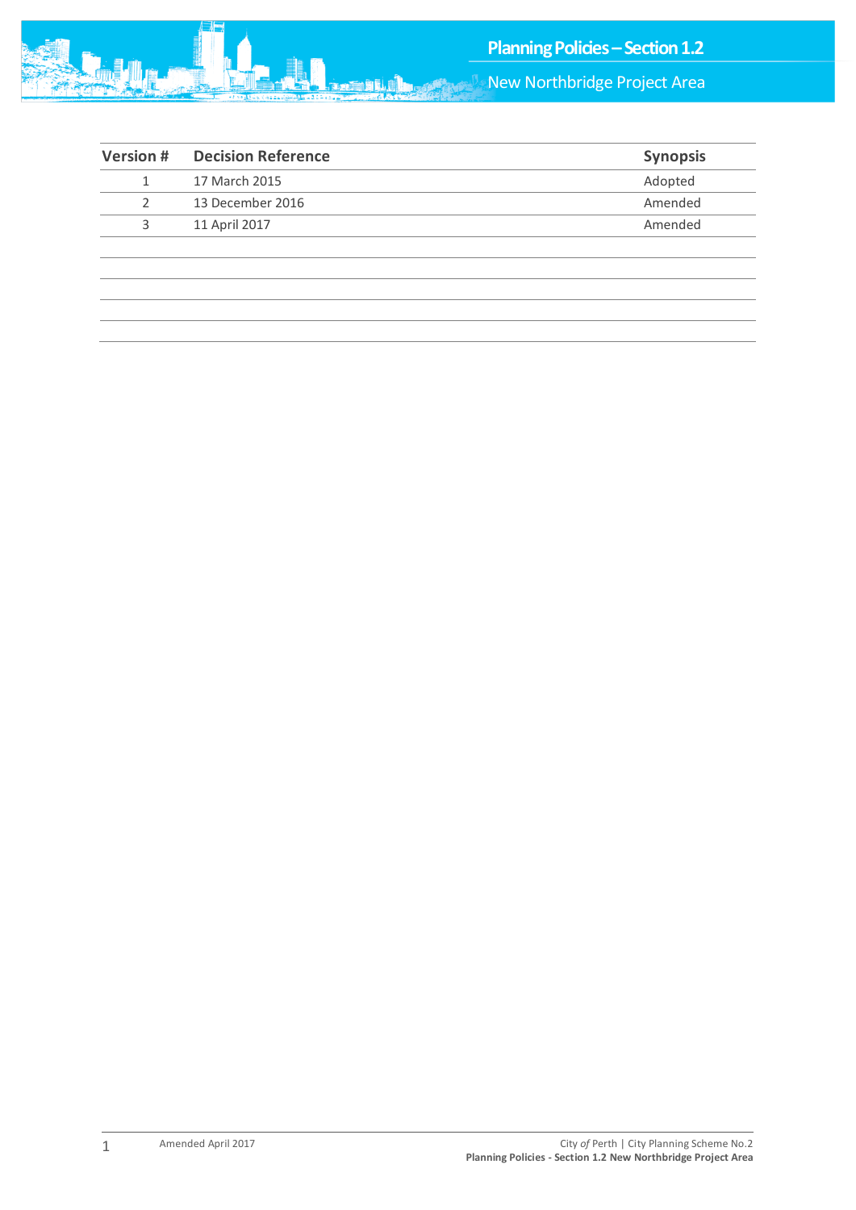| Version # | Decision Reference | Synopsis |
|---|---|---|
| 1 | 17 March 2015 | Adopted |
| 2 | 13 December 2016 | Amended |
| 3 | 11 April 2017 | Amended |
| | | |
| | | |
| | | |
| | | |
| | | |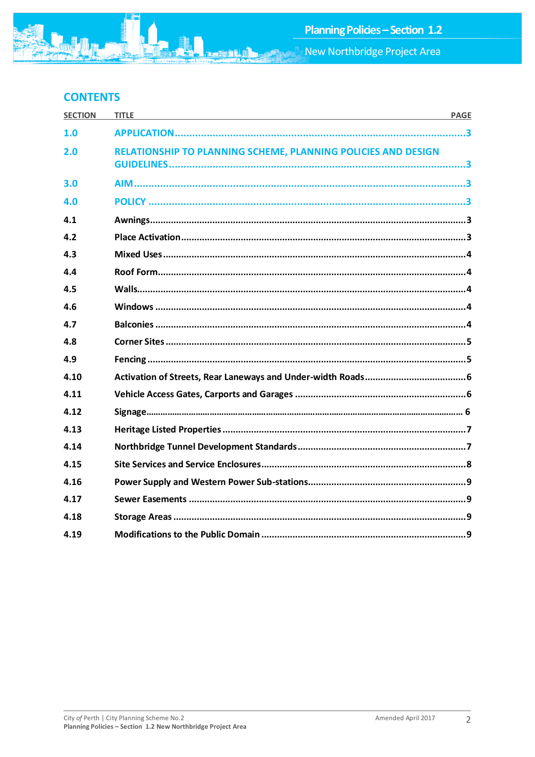## CONTENTS

| SECTION | TITLE | PAGE |
|---|---|---|
| **1.0** | **APPLICATION** | **3** |
| **2.0** | **RELATIONSHIP TO PLANNING SCHEME, PLANNING POLICIES AND DESIGN GUIDELINES** | **3** |
| **3.0** | **AIM** | **3** |
| **4.0** | **POLICY** | **3** |
| **4.1** | **Awnings** | **3** |
| **4.2** | **Place Activation** | **3** |
| **4.3** | **Mixed Uses** | **4** |
| **4.4** | **Roof Form** | **4** |
| **4.5** | **Walls** | **4** |
| **4.6** | **Windows** | **4** |
| **4.7** | **Balconies** | **4** |
| **4.8** | **Corner Sites** | **5** |
| **4.9** | **Fencing** | **5** |
| **4.10** | **Activation of Streets, Rear Laneways and Under-width Roads** | **6** |
| **4.11** | **Vehicle Access Gates, Carports and Garages** | **6** |
| **4.12** | **Signage** | **6** |
| **4.13** | **Heritage Listed Properties** | **7** |
| **4.14** | **Northbridge Tunnel Development Standards** | **7** |
| **4.15** | **Site Services and Service Enclosures** | **8** |
| **4.16** | **Power Supply and Western Power Sub-stations** | **9** |
| **4.17** | **Sewer Easements** | **9** |
| **4.18** | **Storage Areas** | **9** |
| **4.19** | **Modifications to the Public Domain** | **9** |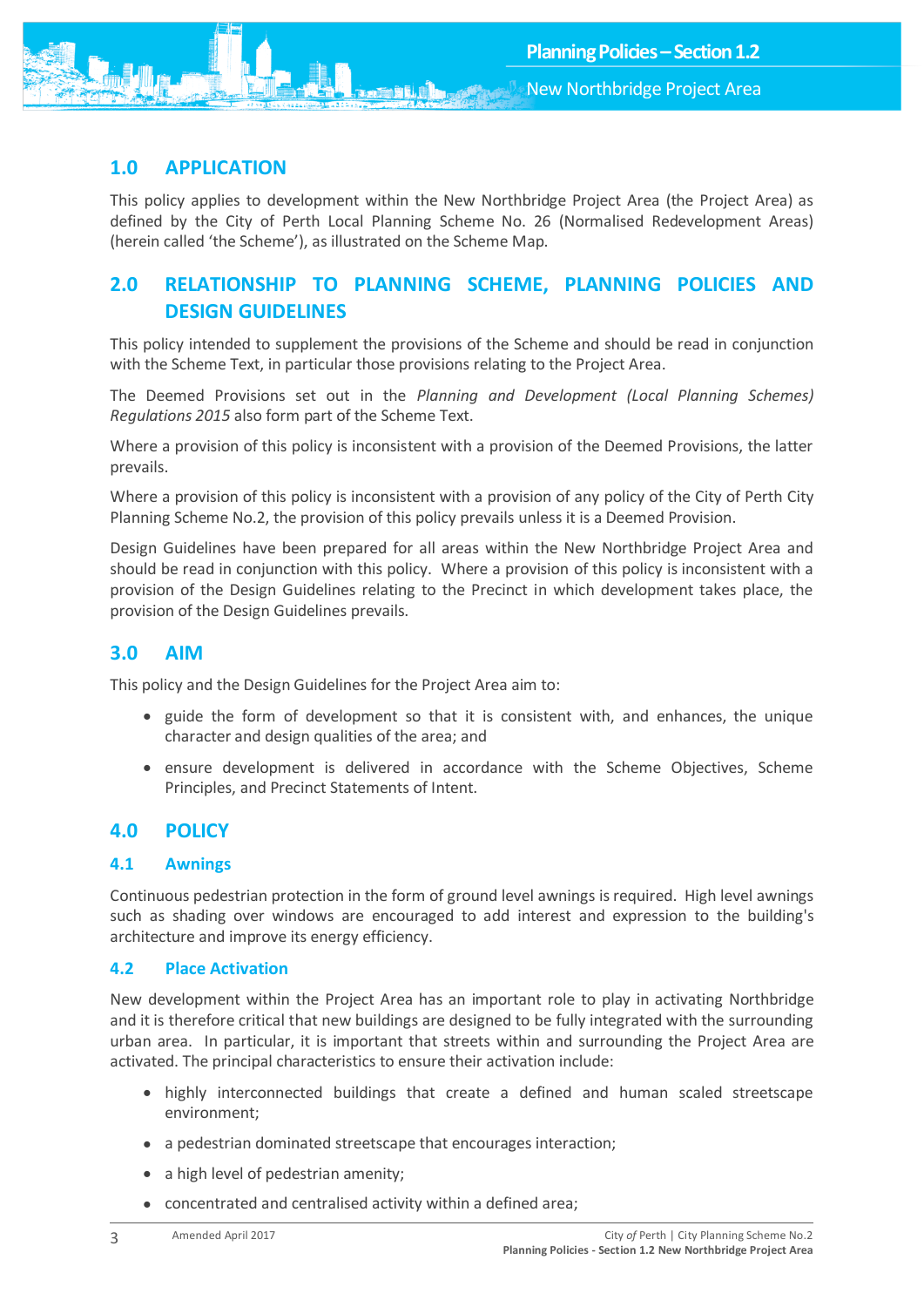## 1.0 APPLICATION

This policy applies to development within the New Northbridge Project Area (the Project Area) as defined by the City of Perth Local Planning Scheme No. 26 (Normalised Redevelopment Areas) (herein called 'the Scheme'), as illustrated on the Scheme Map.

## 2.0 RELATIONSHIP TO PLANNING SCHEME, PLANNING POLICIES AND DESIGN GUIDELINES

This policy intended to supplement the provisions of the Scheme and should be read in conjunction with the Scheme Text, in particular those provisions relating to the Project Area.

The Deemed Provisions set out in the *Planning and Development (Local Planning Schemes) Regulations 2015* also form part of the Scheme Text.

Where a provision of this policy is inconsistent with a provision of the Deemed Provisions, the latter prevails.

Where a provision of this policy is inconsistent with a provision of any policy of the City of Perth City Planning Scheme No.2, the provision of this policy prevails unless it is a Deemed Provision.

Design Guidelines have been prepared for all areas within the New Northbridge Project Area and should be read in conjunction with this policy. Where a provision of this policy is inconsistent with a provision of the Design Guidelines relating to the Precinct in which development takes place, the provision of the Design Guidelines prevails.

## 3.0 AIM

This policy and the Design Guidelines for the Project Area aim to:

- guide the form of development so that it is consistent with, and enhances, the unique character and design qualities of the area; and
- ensure development is delivered in accordance with the Scheme Objectives, Scheme Principles, and Precinct Statements of Intent.

## 4.0 POLICY

### 4.1 Awnings

Continuous pedestrian protection in the form of ground level awnings is required. High level awnings such as shading over windows are encouraged to add interest and expression to the building's architecture and improve its energy efficiency.

### 4.2 Place Activation

New development within the Project Area has an important role to play in activating Northbridge and it is therefore critical that new buildings are designed to be fully integrated with the surrounding urban area. In particular, it is important that streets within and surrounding the Project Area are activated. The principal characteristics to ensure their activation include:

- highly interconnected buildings that create a defined and human scaled streetscape environment;
- a pedestrian dominated streetscape that encourages interaction;
- a high level of pedestrian amenity;
- concentrated and centralised activity within a defined area;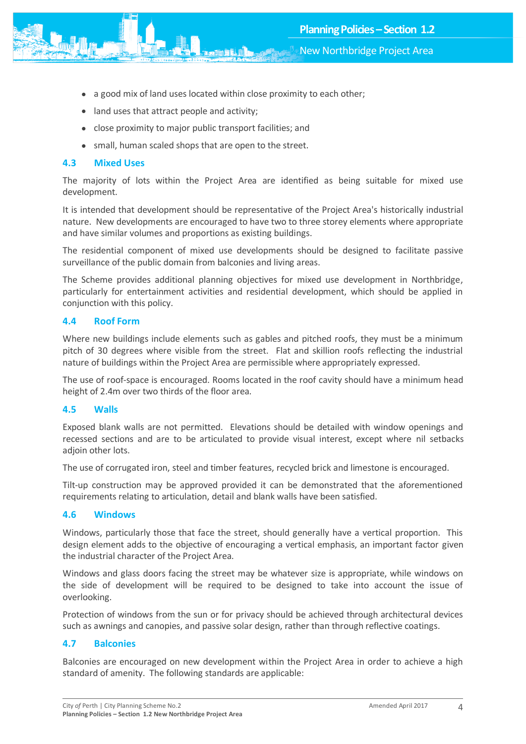- a good mix of land uses located within close proximity to each other;
- land uses that attract people and activity;
- close proximity to major public transport facilities; and
- small, human scaled shops that are open to the street.

## 4.3 Mixed Uses

The majority of lots within the Project Area are identified as being suitable for mixed use development.

It is intended that development should be representative of the Project Area's historically industrial nature. New developments are encouraged to have two to three storey elements where appropriate and have similar volumes and proportions as existing buildings.

The residential component of mixed use developments should be designed to facilitate passive surveillance of the public domain from balconies and living areas.

The Scheme provides additional planning objectives for mixed use development in Northbridge, particularly for entertainment activities and residential development, which should be applied in conjunction with this policy.

## 4.4 Roof Form

Where new buildings include elements such as gables and pitched roofs, they must be a minimum pitch of 30 degrees where visible from the street. Flat and skillion roofs reflecting the industrial nature of buildings within the Project Area are permissible where appropriately expressed.

The use of roof-space is encouraged. Rooms located in the roof cavity should have a minimum head height of 2.4m over two thirds of the floor area.

## 4.5 Walls

Exposed blank walls are not permitted. Elevations should be detailed with window openings and recessed sections and are to be articulated to provide visual interest, except where nil setbacks adjoin other lots.

The use of corrugated iron, steel and timber features, recycled brick and limestone is encouraged.

Tilt-up construction may be approved provided it can be demonstrated that the aforementioned requirements relating to articulation, detail and blank walls have been satisfied.

## 4.6 Windows

Windows, particularly those that face the street, should generally have a vertical proportion. This design element adds to the objective of encouraging a vertical emphasis, an important factor given the industrial character of the Project Area.

Windows and glass doors facing the street may be whatever size is appropriate, while windows on the side of development will be required to be designed to take into account the issue of overlooking.

Protection of windows from the sun or for privacy should be achieved through architectural devices such as awnings and canopies, and passive solar design, rather than through reflective coatings.

## 4.7 Balconies

Balconies are encouraged on new development within the Project Area in order to achieve a high standard of amenity. The following standards are applicable: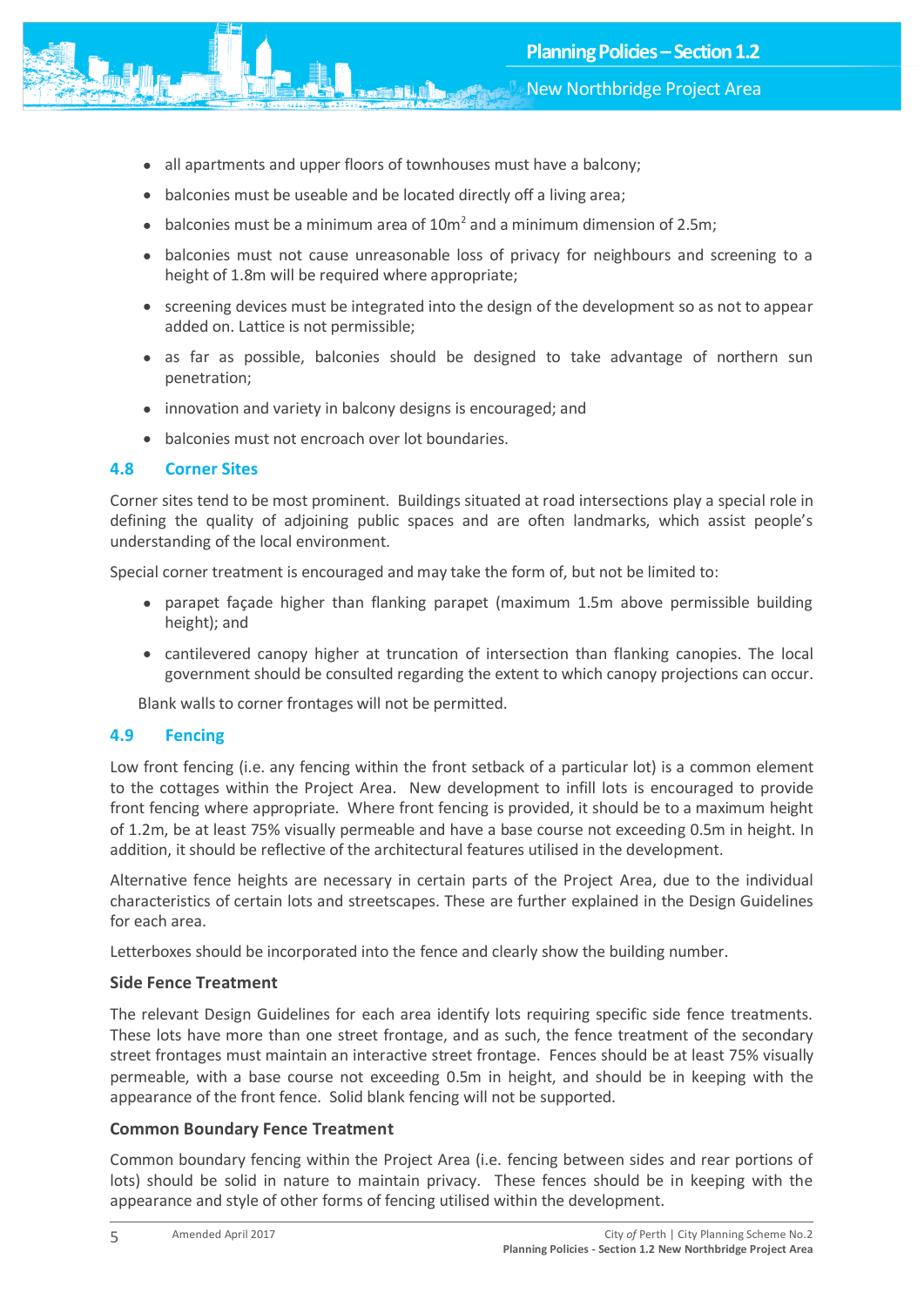- all apartments and upper floors of townhouses must have a balcony;
- balconies must be useable and be located directly off a living area;
- balconies must be a minimum area of $10m^2$ and a minimum dimension of 2.5m;
- balconies must not cause unreasonable loss of privacy for neighbours and screening to a height of 1.8m will be required where appropriate;
- screening devices must be integrated into the design of the development so as not to appear added on. Lattice is not permissible;
- as far as possible, balconies should be designed to take advantage of northern sun penetration;
- innovation and variety in balcony designs is encouraged; and
- balconies must not encroach over lot boundaries.

## 4.8 Corner Sites

Corner sites tend to be most prominent. Buildings situated at road intersections play a special role in defining the quality of adjoining public spaces and are often landmarks, which assist people's understanding of the local environment.

Special corner treatment is encouraged and may take the form of, but not be limited to:

- parapet façade higher than flanking parapet (maximum 1.5m above permissible building height); and
- cantilevered canopy higher at truncation of intersection than flanking canopies. The local government should be consulted regarding the extent to which canopy projections can occur.

Blank walls to corner frontages will not be permitted.

## 4.9 Fencing

Low front fencing (i.e. any fencing within the front setback of a particular lot) is a common element to the cottages within the Project Area. New development to infill lots is encouraged to provide front fencing where appropriate. Where front fencing is provided, it should be to a maximum height of 1.2m, be at least 75% visually permeable and have a base course not exceeding 0.5m in height. In addition, it should be reflective of the architectural features utilised in the development.

Alternative fence heights are necessary in certain parts of the Project Area, due to the individual characteristics of certain lots and streetscapes. These are further explained in the Design Guidelines for each area.

Letterboxes should be incorporated into the fence and clearly show the building number.

### Side Fence Treatment

The relevant Design Guidelines for each area identify lots requiring specific side fence treatments. These lots have more than one street frontage, and as such, the fence treatment of the secondary street frontages must maintain an interactive street frontage. Fences should be at least 75% visually permeable, with a base course not exceeding 0.5m in height, and should be in keeping with the appearance of the front fence. Solid blank fencing will not be supported.

### Common Boundary Fence Treatment

Common boundary fencing within the Project Area (i.e. fencing between sides and rear portions of lots) should be solid in nature to maintain privacy. These fences should be in keeping with the appearance and style of other forms of fencing utilised within the development.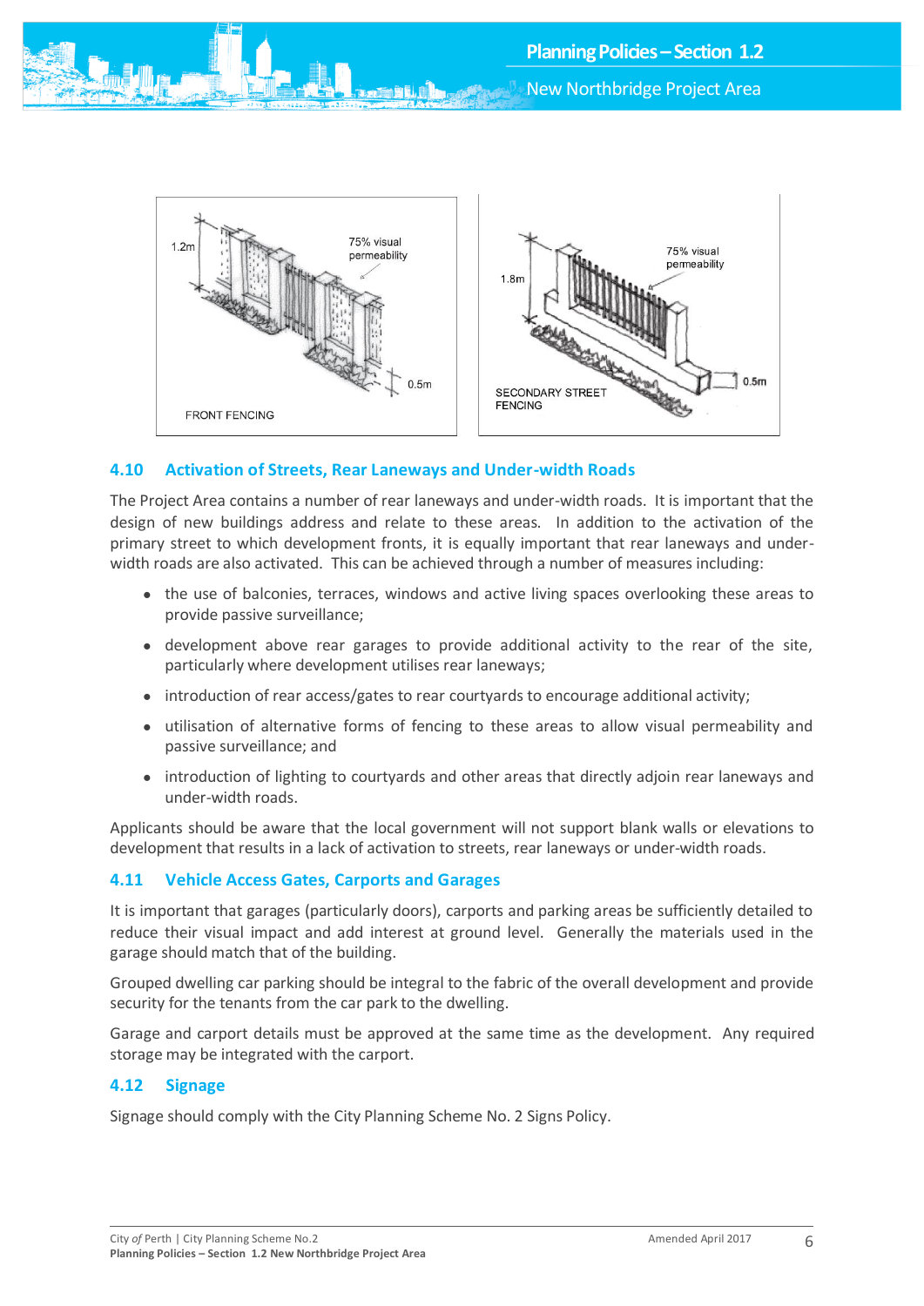## 4.10 Activation of Streets, Rear Laneways and Under-width Roads

The Project Area contains a number of rear laneways and under-width roads. It is important that the design of new buildings address and relate to these areas. In addition to the activation of the primary street to which development fronts, it is equally important that rear laneways and under-width roads are also activated. This can be achieved through a number of measures including:

- the use of balconies, terraces, windows and active living spaces overlooking these areas to provide passive surveillance;
- development above rear garages to provide additional activity to the rear of the site, particularly where development utilises rear laneways;
- introduction of rear access/gates to rear courtyards to encourage additional activity;
- utilisation of alternative forms of fencing to these areas to allow visual permeability and passive surveillance; and
- introduction of lighting to courtyards and other areas that directly adjoin rear laneways and under-width roads.

Applicants should be aware that the local government will not support blank walls or elevations to development that results in a lack of activation to streets, rear laneways or under-width roads.

## 4.11 Vehicle Access Gates, Carports and Garages

It is important that garages (particularly doors), carports and parking areas be sufficiently detailed to reduce their visual impact and add interest at ground level. Generally the materials used in the garage should match that of the building.

Grouped dwelling car parking should be integral to the fabric of the overall development and provide security for the tenants from the car park to the dwelling.

Garage and carport details must be approved at the same time as the development. Any required storage may be integrated with the carport.

## 4.12 Signage

Signage should comply with the City Planning Scheme No. 2 Signs Policy.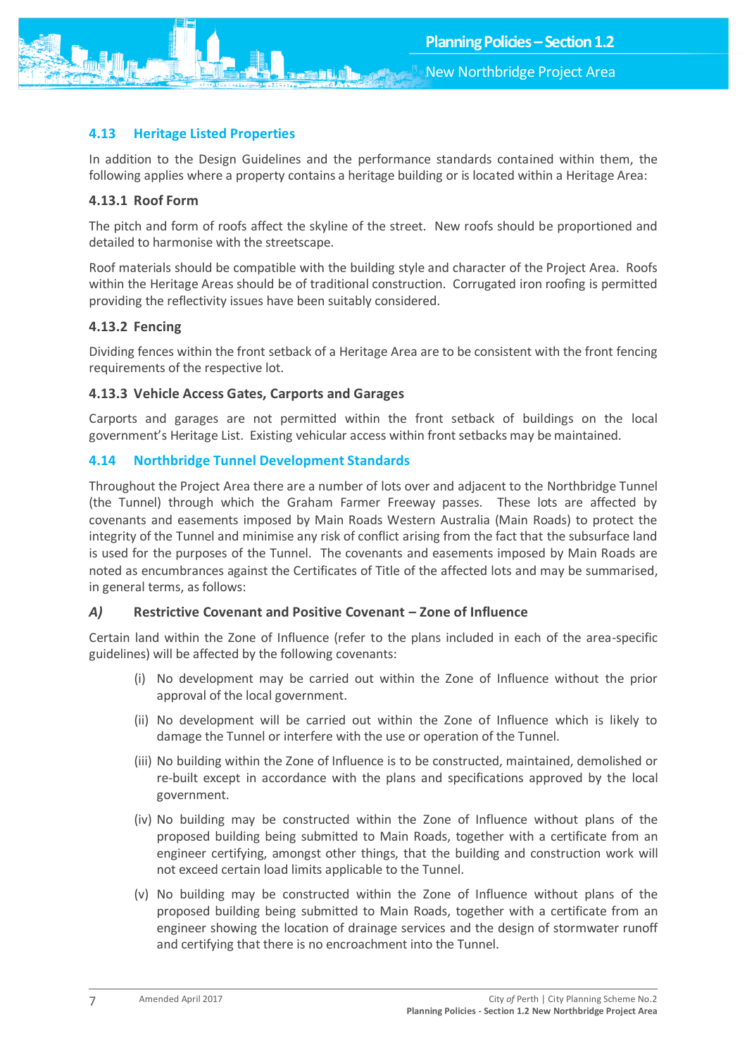## 4.13 Heritage Listed Properties

In addition to the Design Guidelines and the performance standards contained within them, the following applies where a property contains a heritage building or is located within a Heritage Area:

### 4.13.1 Roof Form

The pitch and form of roofs affect the skyline of the street. New roofs should be proportioned and detailed to harmonise with the streetscape.

Roof materials should be compatible with the building style and character of the Project Area. Roofs within the Heritage Areas should be of traditional construction. Corrugated iron roofing is permitted providing the reflectivity issues have been suitably considered.

### 4.13.2 Fencing

Dividing fences within the front setback of a Heritage Area are to be consistent with the front fencing requirements of the respective lot.

### 4.13.3 Vehicle Access Gates, Carports and Garages

Carports and garages are not permitted within the front setback of buildings on the local government's Heritage List. Existing vehicular access within front setbacks may be maintained.

## 4.14 Northbridge Tunnel Development Standards

Throughout the Project Area there are a number of lots over and adjacent to the Northbridge Tunnel (the Tunnel) through which the Graham Farmer Freeway passes. These lots are affected by covenants and easements imposed by Main Roads Western Australia (Main Roads) to protect the integrity of the Tunnel and minimise any risk of conflict arising from the fact that the subsurface land is used for the purposes of the Tunnel. The covenants and easements imposed by Main Roads are noted as encumbrances against the Certificates of Title of the affected lots and may be summarised, in general terms, as follows:

### *A)* Restrictive Covenant and Positive Covenant – Zone of Influence

Certain land within the Zone of Influence (refer to the plans included in each of the area-specific guidelines) will be affected by the following covenants:

(i) No development may be carried out within the Zone of Influence without the prior approval of the local government.

(ii) No development will be carried out within the Zone of Influence which is likely to damage the Tunnel or interfere with the use or operation of the Tunnel.

(iii) No building within the Zone of Influence is to be constructed, maintained, demolished or re-built except in accordance with the plans and specifications approved by the local government.

(iv) No building may be constructed within the Zone of Influence without plans of the proposed building being submitted to Main Roads, together with a certificate from an engineer certifying, amongst other things, that the building and construction work will not exceed certain load limits applicable to the Tunnel.

(v) No building may be constructed within the Zone of Influence without plans of the proposed building being submitted to Main Roads, together with a certificate from an engineer showing the location of drainage services and the design of stormwater runoff and certifying that there is no encroachment into the Tunnel.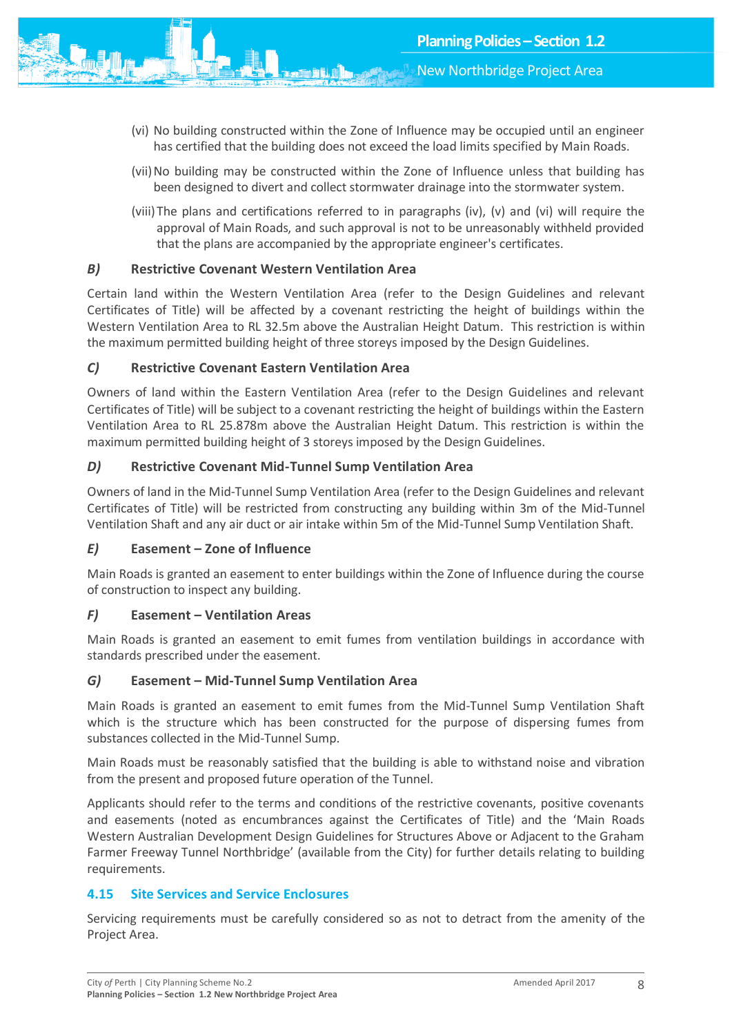(vi) No building constructed within the Zone of Influence may be occupied until an engineer has certified that the building does not exceed the load limits specified by Main Roads.

(vii) No building may be constructed within the Zone of Influence unless that building has been designed to divert and collect stormwater drainage into the stormwater system.

(viii) The plans and certifications referred to in paragraphs (iv), (v) and (vi) will require the approval of Main Roads, and such approval is not to be unreasonably withheld provided that the plans are accompanied by the appropriate engineer's certificates.

#### *B)* Restrictive Covenant Western Ventilation Area

Certain land within the Western Ventilation Area (refer to the Design Guidelines and relevant Certificates of Title) will be affected by a covenant restricting the height of buildings within the Western Ventilation Area to RL 32.5m above the Australian Height Datum. This restriction is within the maximum permitted building height of three storeys imposed by the Design Guidelines.

#### *C)* Restrictive Covenant Eastern Ventilation Area

Owners of land within the Eastern Ventilation Area (refer to the Design Guidelines and relevant Certificates of Title) will be subject to a covenant restricting the height of buildings within the Eastern Ventilation Area to RL 25.878m above the Australian Height Datum. This restriction is within the maximum permitted building height of 3 storeys imposed by the Design Guidelines.

#### *D)* Restrictive Covenant Mid-Tunnel Sump Ventilation Area

Owners of land in the Mid-Tunnel Sump Ventilation Area (refer to the Design Guidelines and relevant Certificates of Title) will be restricted from constructing any building within 3m of the Mid-Tunnel Ventilation Shaft and any air duct or air intake within 5m of the Mid-Tunnel Sump Ventilation Shaft.

#### *E)* Easement – Zone of Influence

Main Roads is granted an easement to enter buildings within the Zone of Influence during the course of construction to inspect any building.

#### *F)* Easement – Ventilation Areas

Main Roads is granted an easement to emit fumes from ventilation buildings in accordance with standards prescribed under the easement.

#### *G)* Easement – Mid-Tunnel Sump Ventilation Area

Main Roads is granted an easement to emit fumes from the Mid-Tunnel Sump Ventilation Shaft which is the structure which has been constructed for the purpose of dispersing fumes from substances collected in the Mid-Tunnel Sump.

Main Roads must be reasonably satisfied that the building is able to withstand noise and vibration from the present and proposed future operation of the Tunnel.

Applicants should refer to the terms and conditions of the restrictive covenants, positive covenants and easements (noted as encumbrances against the Certificates of Title) and the 'Main Roads Western Australian Development Design Guidelines for Structures Above or Adjacent to the Graham Farmer Freeway Tunnel Northbridge' (available from the City) for further details relating to building requirements.

### 4.15 Site Services and Service Enclosures

Servicing requirements must be carefully considered so as not to detract from the amenity of the Project Area.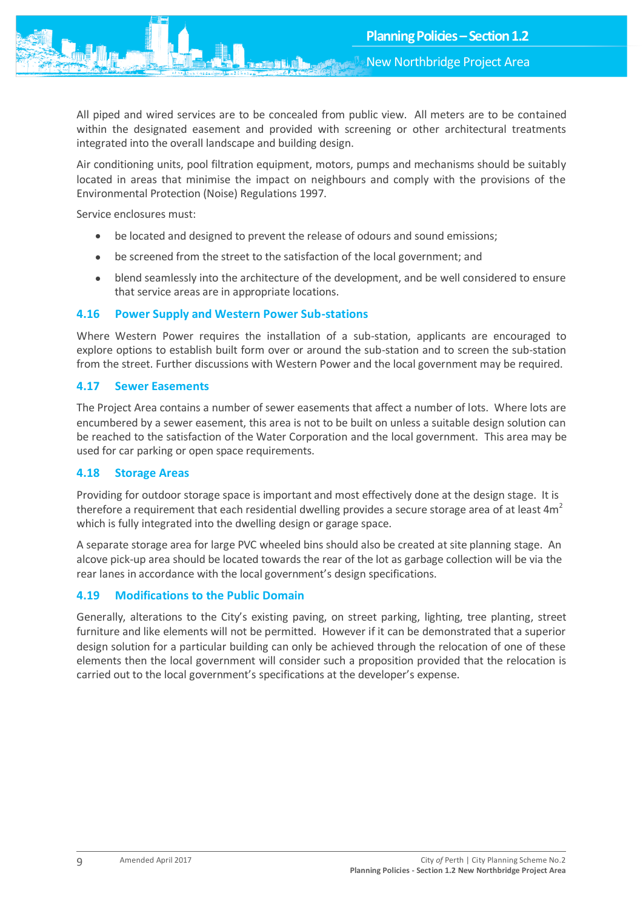All piped and wired services are to be concealed from public view. All meters are to be contained within the designated easement and provided with screening or other architectural treatments integrated into the overall landscape and building design.

Air conditioning units, pool filtration equipment, motors, pumps and mechanisms should be suitably located in areas that minimise the impact on neighbours and comply with the provisions of the Environmental Protection (Noise) Regulations 1997.

Service enclosures must:

- be located and designed to prevent the release of odours and sound emissions;
- be screened from the street to the satisfaction of the local government; and
- blend seamlessly into the architecture of the development, and be well considered to ensure that service areas are in appropriate locations.

### 4.16 Power Supply and Western Power Sub-stations

Where Western Power requires the installation of a sub-station, applicants are encouraged to explore options to establish built form over or around the sub-station and to screen the sub-station from the street. Further discussions with Western Power and the local government may be required.

### 4.17 Sewer Easements

The Project Area contains a number of sewer easements that affect a number of lots. Where lots are encumbered by a sewer easement, this area is not to be built on unless a suitable design solution can be reached to the satisfaction of the Water Corporation and the local government. This area may be used for car parking or open space requirements.

### 4.18 Storage Areas

Providing for outdoor storage space is important and most effectively done at the design stage. It is therefore a requirement that each residential dwelling provides a secure storage area of at least $4m^2$ which is fully integrated into the dwelling design or garage space.

A separate storage area for large PVC wheeled bins should also be created at site planning stage. An alcove pick-up area should be located towards the rear of the lot as garbage collection will be via the rear lanes in accordance with the local government's design specifications.

### 4.19 Modifications to the Public Domain

Generally, alterations to the City's existing paving, on street parking, lighting, tree planting, street furniture and like elements will not be permitted. However if it can be demonstrated that a superior design solution for a particular building can only be achieved through the relocation of one of these elements then the local government will consider such a proposition provided that the relocation is carried out to the local government's specifications at the developer's expense.